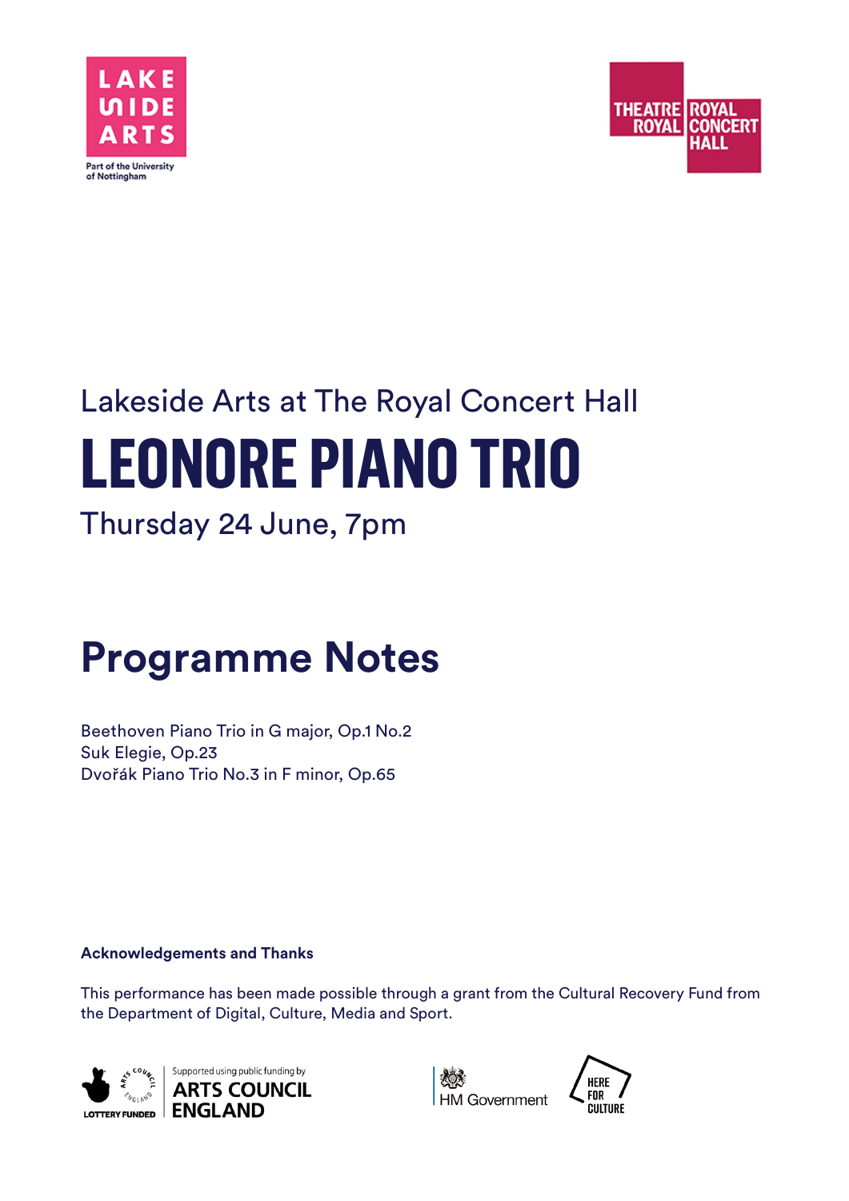Lakeside Arts at The Royal Concert Hall

# LEONORE PIANO TRIO

Thursday 24 June, 7pm

## Programme Notes

Beethoven Piano Trio in G major, Op.1 No.2
Suk Elegie, Op.23
Dvořák Piano Trio No.3 in F minor, Op.65

**Acknowledgements and Thanks**

This performance has been made possible through a grant from the Cultural Recovery Fund from the Department of Digital, Culture, Media and Sport.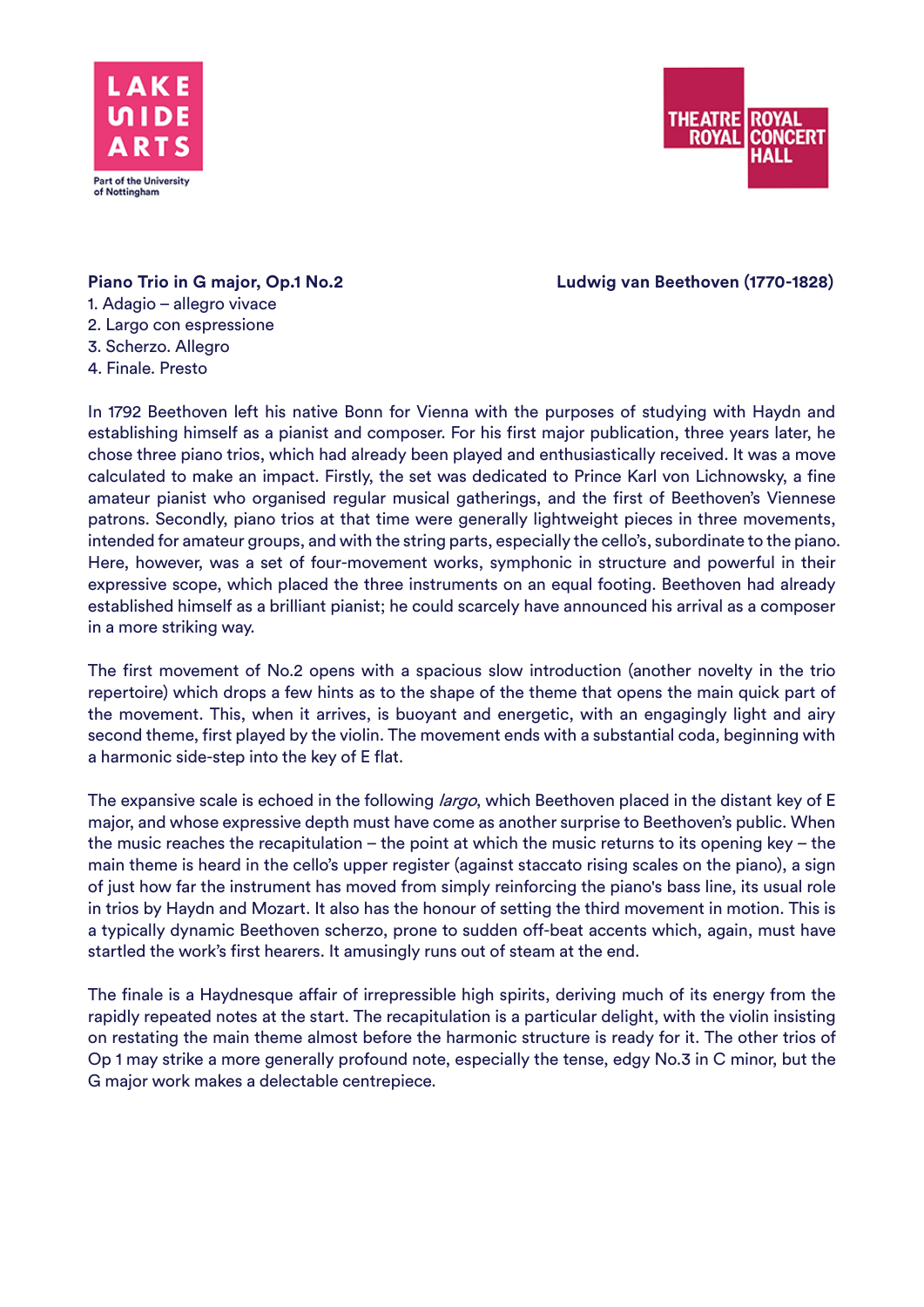**Piano Trio in G major, Op.1 No.2** **Ludwig van Beethoven (1770-1828)**

1. Adagio – allegro vivace
2. Largo con espressione
3. Scherzo. Allegro
4. Finale. Presto

In 1792 Beethoven left his native Bonn for Vienna with the purposes of studying with Haydn and establishing himself as a pianist and composer. For his first major publication, three years later, he chose three piano trios, which had already been played and enthusiastically received. It was a move calculated to make an impact. Firstly, the set was dedicated to Prince Karl von Lichnowsky, a fine amateur pianist who organised regular musical gatherings, and the first of Beethoven's Viennese patrons. Secondly, piano trios at that time were generally lightweight pieces in three movements, intended for amateur groups, and with the string parts, especially the cello's, subordinate to the piano. Here, however, was a set of four-movement works, symphonic in structure and powerful in their expressive scope, which placed the three instruments on an equal footing. Beethoven had already established himself as a brilliant pianist; he could scarcely have announced his arrival as a composer in a more striking way.

The first movement of No.2 opens with a spacious slow introduction (another novelty in the trio repertoire) which drops a few hints as to the shape of the theme that opens the main quick part of the movement. This, when it arrives, is buoyant and energetic, with an engagingly light and airy second theme, first played by the violin. The movement ends with a substantial coda, beginning with a harmonic side-step into the key of E flat.

The expansive scale is echoed in the following *largo*, which Beethoven placed in the distant key of E major, and whose expressive depth must have come as another surprise to Beethoven's public. When the music reaches the recapitulation – the point at which the music returns to its opening key – the main theme is heard in the cello's upper register (against staccato rising scales on the piano), a sign of just how far the instrument has moved from simply reinforcing the piano's bass line, its usual role in trios by Haydn and Mozart. It also has the honour of setting the third movement in motion. This is a typically dynamic Beethoven scherzo, prone to sudden off-beat accents which, again, must have startled the work's first hearers. It amusingly runs out of steam at the end.

The finale is a Haydnesque affair of irrepressible high spirits, deriving much of its energy from the rapidly repeated notes at the start. The recapitulation is a particular delight, with the violin insisting on restating the main theme almost before the harmonic structure is ready for it. The other trios of Op 1 may strike a more generally profound note, especially the tense, edgy No.3 in C minor, but the G major work makes a delectable centrepiece.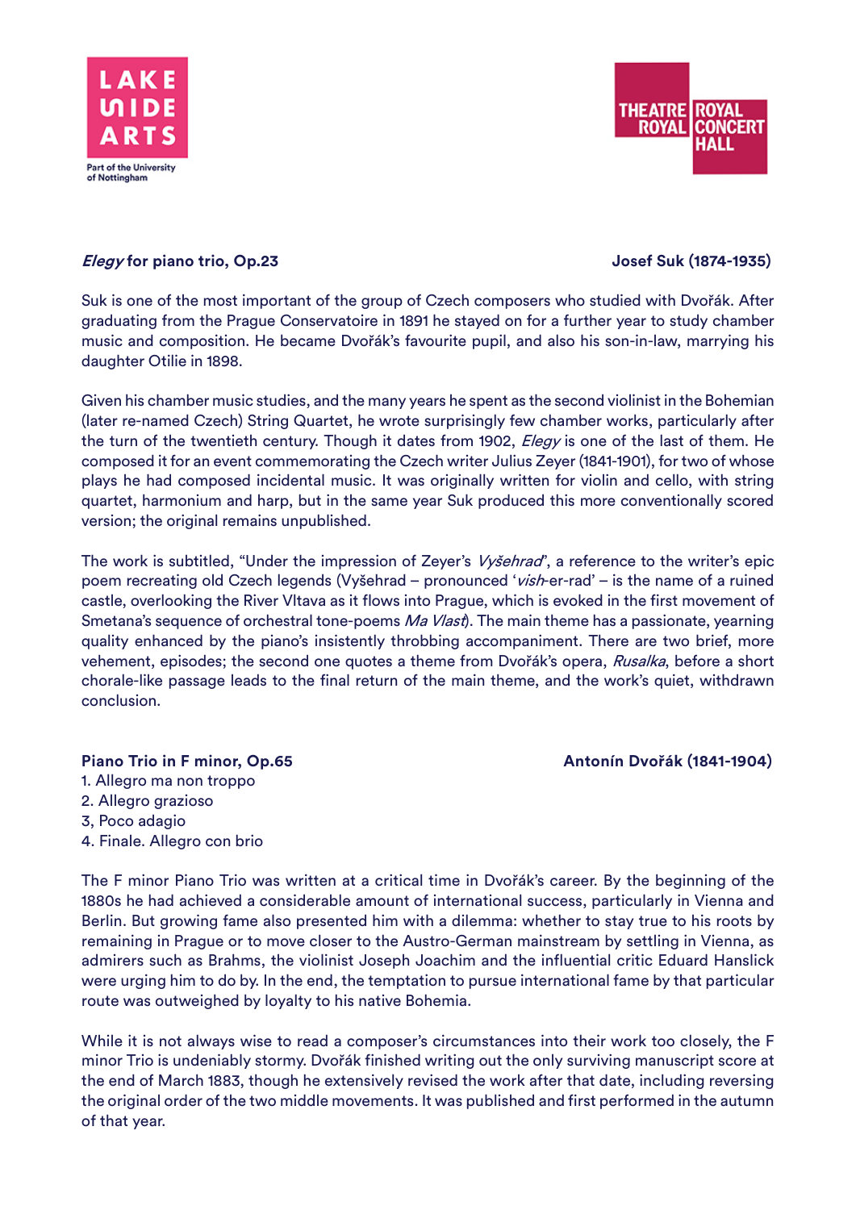**Elegy for piano trio, Op.23** **Josef Suk (1874-1935)**

Suk is one of the most important of the group of Czech composers who studied with Dvořák. After graduating from the Prague Conservatoire in 1891 he stayed on for a further year to study chamber music and composition. He became Dvořák's favourite pupil, and also his son-in-law, marrying his daughter Otilie in 1898.

Given his chamber music studies, and the many years he spent as the second violinist in the Bohemian (later re-named Czech) String Quartet, he wrote surprisingly few chamber works, particularly after the turn of the twentieth century. Though it dates from 1902, *Elegy* is one of the last of them. He composed it for an event commemorating the Czech writer Julius Zeyer (1841-1901), for two of whose plays he had composed incidental music. It was originally written for violin and cello, with string quartet, harmonium and harp, but in the same year Suk produced this more conventionally scored version; the original remains unpublished.

The work is subtitled, "Under the impression of Zeyer's *Vyšehrad*", a reference to the writer's epic poem recreating old Czech legends (Vyšehrad – pronounced '*vish*-er-rad' – is the name of a ruined castle, overlooking the River Vltava as it flows into Prague, which is evoked in the first movement of Smetana's sequence of orchestral tone-poems *Ma Vlast*). The main theme has a passionate, yearning quality enhanced by the piano's insistently throbbing accompaniment. There are two brief, more vehement, episodes; the second one quotes a theme from Dvořák's opera, *Rusalka*, before a short chorale-like passage leads to the final return of the main theme, and the work's quiet, withdrawn conclusion.

**Piano Trio in F minor, Op.65** **Antonín Dvořák (1841-1904)**

1. Allegro ma non troppo
2. Allegro grazioso
3, Poco adagio
4. Finale. Allegro con brio

The F minor Piano Trio was written at a critical time in Dvořák's career. By the beginning of the 1880s he had achieved a considerable amount of international success, particularly in Vienna and Berlin. But growing fame also presented him with a dilemma: whether to stay true to his roots by remaining in Prague or to move closer to the Austro-German mainstream by settling in Vienna, as admirers such as Brahms, the violinist Joseph Joachim and the influential critic Eduard Hanslick were urging him to do by. In the end, the temptation to pursue international fame by that particular route was outweighed by loyalty to his native Bohemia.

While it is not always wise to read a composer's circumstances into their work too closely, the F minor Trio is undeniably stormy. Dvořák finished writing out the only surviving manuscript score at the end of March 1883, though he extensively revised the work after that date, including reversing the original order of the two middle movements. It was published and first performed in the autumn of that year.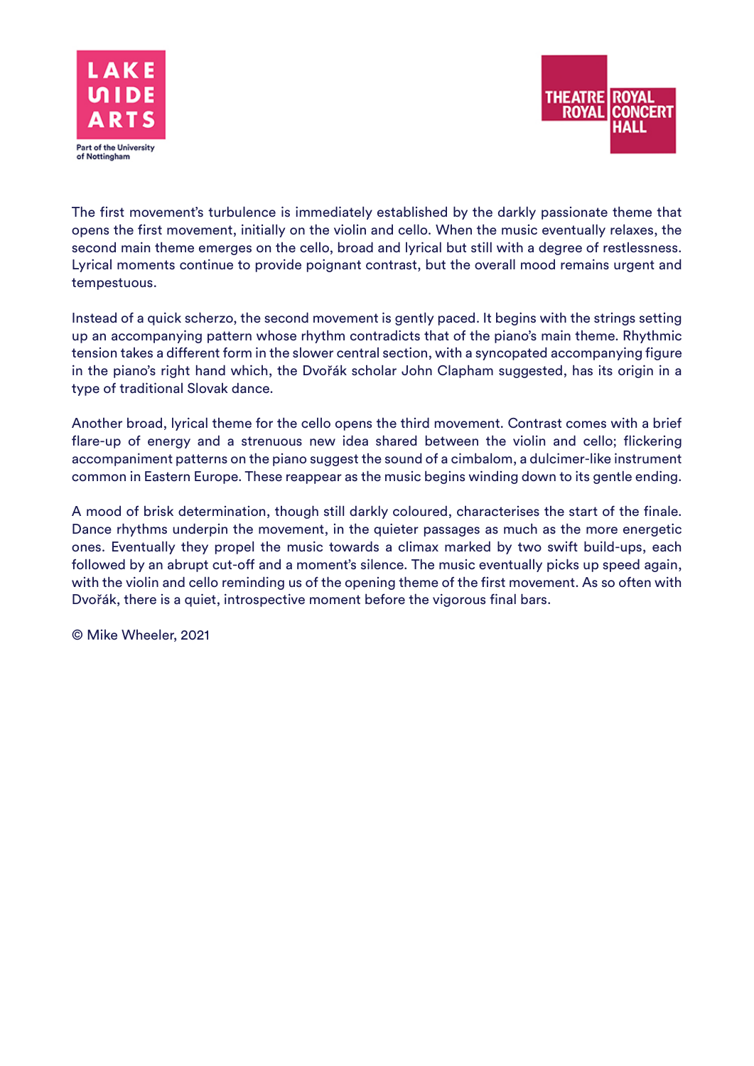The first movement's turbulence is immediately established by the darkly passionate theme that opens the first movement, initially on the violin and cello. When the music eventually relaxes, the second main theme emerges on the cello, broad and lyrical but still with a degree of restlessness. Lyrical moments continue to provide poignant contrast, but the overall mood remains urgent and tempestuous.

Instead of a quick scherzo, the second movement is gently paced. It begins with the strings setting up an accompanying pattern whose rhythm contradicts that of the piano's main theme. Rhythmic tension takes a different form in the slower central section, with a syncopated accompanying figure in the piano's right hand which, the Dvořák scholar John Clapham suggested, has its origin in a type of traditional Slovak dance.

Another broad, lyrical theme for the cello opens the third movement. Contrast comes with a brief flare-up of energy and a strenuous new idea shared between the violin and cello; flickering accompaniment patterns on the piano suggest the sound of a cimbalom, a dulcimer-like instrument common in Eastern Europe. These reappear as the music begins winding down to its gentle ending.

A mood of brisk determination, though still darkly coloured, characterises the start of the finale. Dance rhythms underpin the movement, in the quieter passages as much as the more energetic ones. Eventually they propel the music towards a climax marked by two swift build-ups, each followed by an abrupt cut-off and a moment's silence. The music eventually picks up speed again, with the violin and cello reminding us of the opening theme of the first movement. As so often with Dvořák, there is a quiet, introspective moment before the vigorous final bars.

© Mike Wheeler, 2021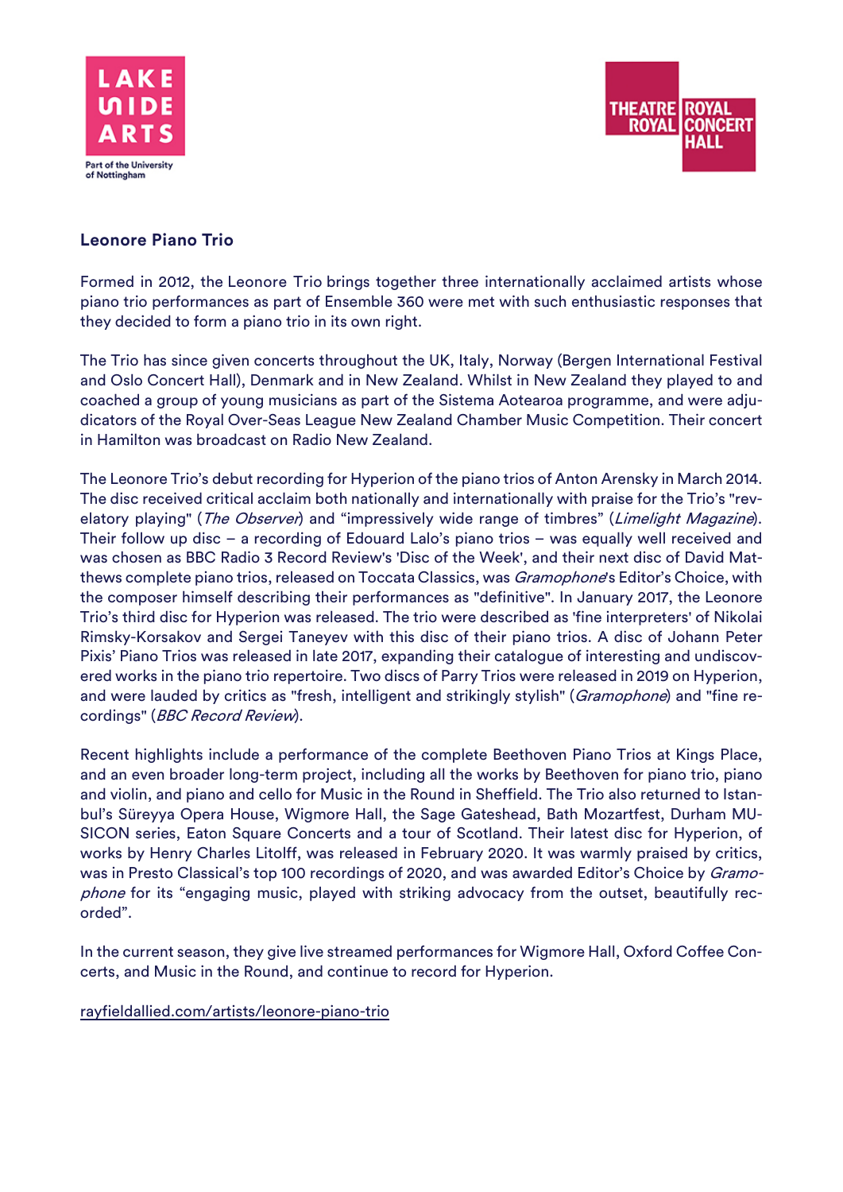## Leonore Piano Trio

Formed in 2012, the Leonore Trio brings together three internationally acclaimed artists whose piano trio performances as part of Ensemble 360 were met with such enthusiastic responses that they decided to form a piano trio in its own right.

The Trio has since given concerts throughout the UK, Italy, Norway (Bergen International Festival and Oslo Concert Hall), Denmark and in New Zealand. Whilst in New Zealand they played to and coached a group of young musicians as part of the Sistema Aotearoa programme, and were adjudicators of the Royal Over-Seas League New Zealand Chamber Music Competition. Their concert in Hamilton was broadcast on Radio New Zealand.

The Leonore Trio's debut recording for Hyperion of the piano trios of Anton Arensky in March 2014. The disc received critical acclaim both nationally and internationally with praise for the Trio's "revelatory playing" (*The Observer*) and "impressively wide range of timbres" (*Limelight Magazine*). Their follow up disc – a recording of Edouard Lalo's piano trios – was equally well received and was chosen as BBC Radio 3 Record Review's 'Disc of the Week', and their next disc of David Matthews complete piano trios, released on Toccata Classics, was *Gramophone*'s Editor's Choice, with the composer himself describing their performances as "definitive". In January 2017, the Leonore Trio's third disc for Hyperion was released. The trio were described as 'fine interpreters' of Nikolai Rimsky-Korsakov and Sergei Taneyev with this disc of their piano trios. A disc of Johann Peter Pixis' Piano Trios was released in late 2017, expanding their catalogue of interesting and undiscovered works in the piano trio repertoire. Two discs of Parry Trios were released in 2019 on Hyperion, and were lauded by critics as "fresh, intelligent and strikingly stylish" (*Gramophone*) and "fine recordings" (*BBC Record Review*).

Recent highlights include a performance of the complete Beethoven Piano Trios at Kings Place, and an even broader long-term project, including all the works by Beethoven for piano trio, piano and violin, and piano and cello for Music in the Round in Sheffield. The Trio also returned to Istanbul's Süreyya Opera House, Wigmore Hall, the Sage Gateshead, Bath Mozartfest, Durham MUSICON series, Eaton Square Concerts and a tour of Scotland. Their latest disc for Hyperion, of works by Henry Charles Litolff, was released in February 2020. It was warmly praised by critics, was in Presto Classical's top 100 recordings of 2020, and was awarded Editor's Choice by *Gramophone* for its "engaging music, played with striking advocacy from the outset, beautifully recorded".

In the current season, they give live streamed performances for Wigmore Hall, Oxford Coffee Concerts, and Music in the Round, and continue to record for Hyperion.

rayfieldallied.com/artists/leonore-piano-trio